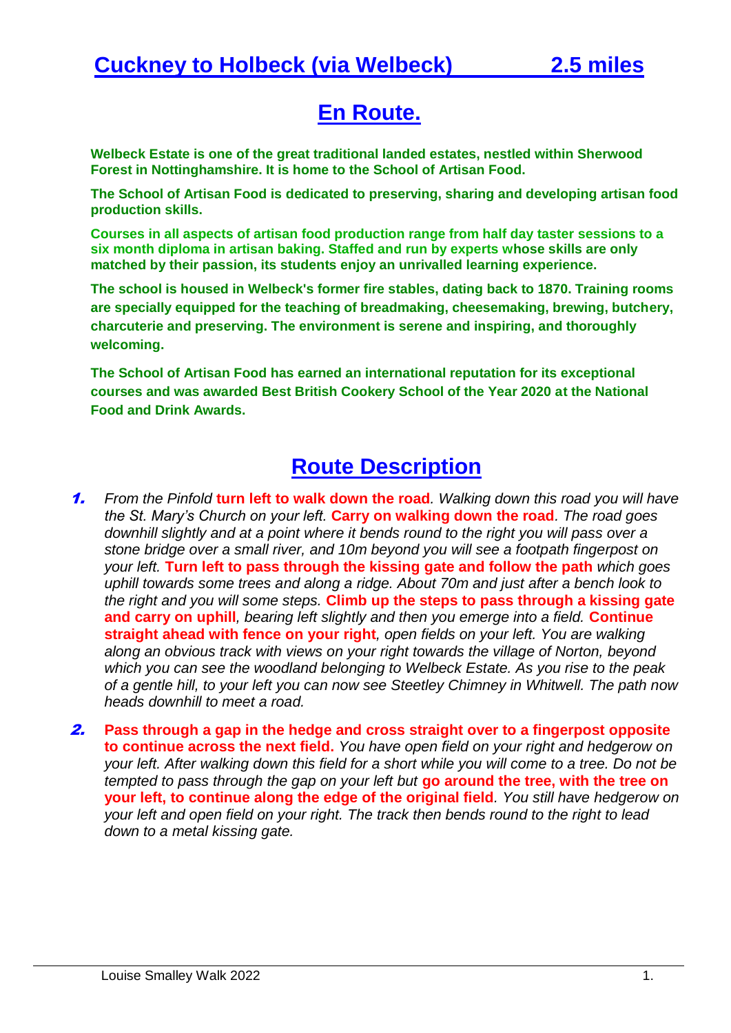# Cuckney to Holbeck (via Welbeck) 2.5 miles

## En Route.

**Welbeck Estate is one of the great traditional landed estates, nestled within Sherwood Forest in Nottinghamshire. It is home to the School of Artisan Food.**

**The School of Artisan Food is dedicated to preserving, sharing and developing artisan food production skills.**

**Courses in all aspects of artisan food production range from half day taster sessions to a six month diploma in artisan baking. Staffed and run by experts whose skills are only matched by their passion, its students enjoy an unrivalled learning experience.**

**The school is housed in Welbeck's former fire stables, dating back to 1870. Training rooms are specially equipped for the teaching of breadmaking, cheesemaking, brewing, butchery, charcuterie and preserving. The environment is serene and inspiring, and thoroughly welcoming.**

**The School of Artisan Food has earned an international reputation for its exceptional courses and was awarded Best British Cookery School of the Year 2020 at the National Food and Drink Awards.**

## Route Description

1. *From the Pinfold* **turn left to walk down the road**. *Walking down this road you will have the St. Mary's Church on your left.* **Carry on walking down the road**. *The road goes downhill slightly and at a point where it bends round to the right you will pass over a stone bridge over a small river, and 10m beyond you will see a footpath fingerpost on your left.* **Turn left to pass through the kissing gate and follow the path** *which goes uphill towards some trees and along a ridge. About 70m and just after a bench look to the right and you will some steps.* **Climb up the steps to pass through a kissing gate and carry on uphill**, *bearing left slightly and then you emerge into a field.* **Continue straight ahead with fence on your right**, *open fields on your left. You are walking along an obvious track with views on your right towards the village of Norton, beyond which you can see the woodland belonging to Welbeck Estate. As you rise to the peak of a gentle hill, to your left you can now see Steetley Chimney in Whitwell. The path now heads downhill to meet a road.*

2. **Pass through a gap in the hedge and cross straight over to a fingerpost opposite to continue across the next field.** *You have open field on your right and hedgerow on your left. After walking down this field for a short while you will come to a tree. Do not be tempted to pass through the gap on your left but* **go around the tree, with the tree on your left, to continue along the edge of the original field**. *You still have hedgerow on your left and open field on your right. The track then bends round to the right to lead down to a metal kissing gate.*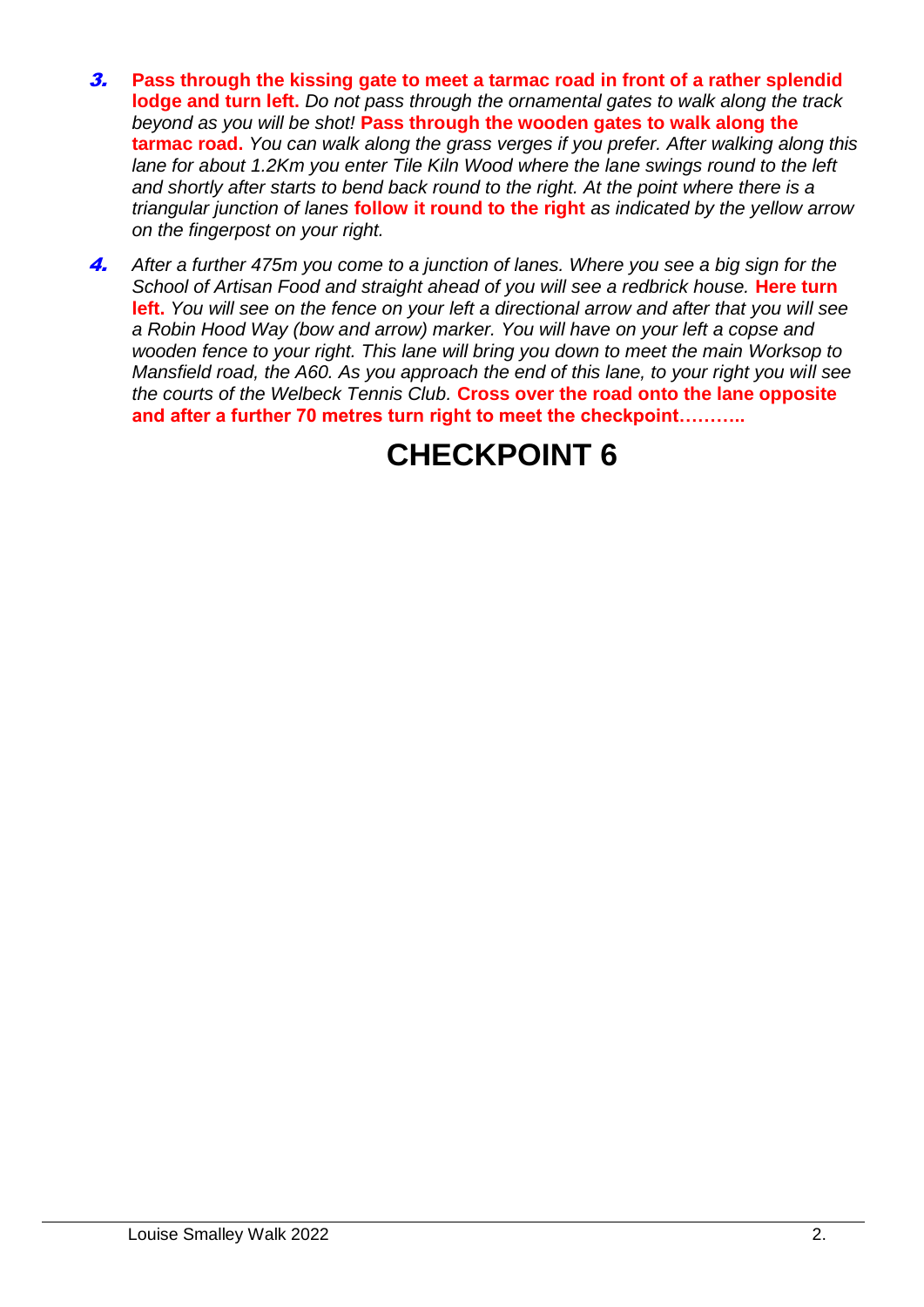3. **Pass through the kissing gate to meet a tarmac road in front of a rather splendid lodge and turn left.** *Do not pass through the ornamental gates to walk along the track beyond as you will be shot!* **Pass through the wooden gates to walk along the tarmac road.** *You can walk along the grass verges if you prefer. After walking along this lane for about 1.2Km you enter Tile Kiln Wood where the lane swings round to the left and shortly after starts to bend back round to the right. At the point where there is a triangular junction of lanes* **follow it round to the right** *as indicated by the yellow arrow on the fingerpost on your right.*

4. *After a further 475m you come to a junction of lanes. Where you see a big sign for the School of Artisan Food and straight ahead of you will see a redbrick house.* **Here turn left.** *You will see on the fence on your left a directional arrow and after that you will see a Robin Hood Way (bow and arrow) marker. You will have on your left a copse and wooden fence to your right. This lane will bring you down to meet the main Worksop to Mansfield road, the A60. As you approach the end of this lane, to your right you will see the courts of the Welbeck Tennis Club.* **Cross over the road onto the lane opposite and after a further 70 metres turn right to meet the checkpoint………..**

# CHECKPOINT 6